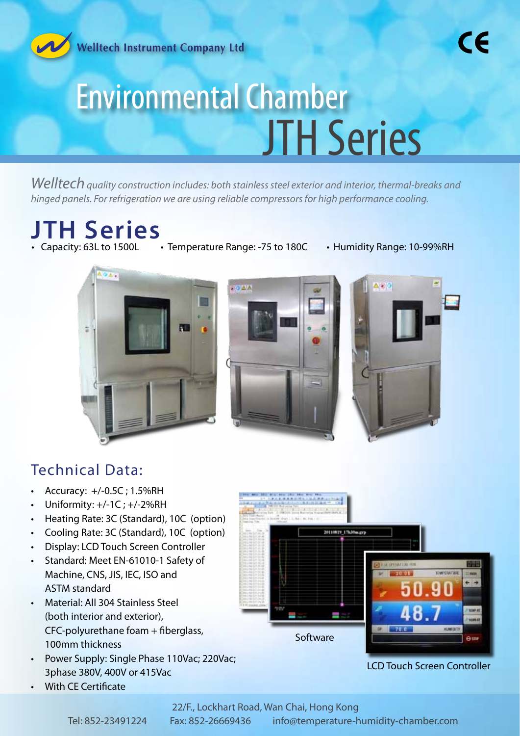Welltech Instrument Company Ltd

# Environmental Chamber JTH Series

*Welltech quality construction includes: both stainless steel exterior and interior, thermal-breaks and hinged panels. For refrigeration we are using reliable compressors for high performance cooling.*

## JTH Series

- Capacity: 63L to 1500L
- Temperature Range: -75 to 180C
- Humidity Range: 10-99%RH

## Technical Data:

- Accuracy: +/-0.5C ; 1.5%RH
- Uniformity: +/-1C ; +/-2%RH
- Heating Rate: 3C (Standard), 10C (option)
- Cooling Rate: 3C (Standard), 10C (option)
- Display: LCD Touch Screen Controller
- Standard: Meet EN-61010-1 Safety of Machine, CNS, JIS, IEC, ISO and ASTM standard
- Material: All 304 Stainless Steel (both interior and exterior), CFC-polyurethane foam + fiberglass, 100mm thickness
- Power Supply: Single Phase 110Vac; 220Vac; 3phase 380V, 400V or 415Vac
- With CE Certificate

Software

LCD Touch Screen Controller

22/F., Lockhart Road, Wan Chai, Hong Kong

Tel: 852-23491224 Fax: 852-26669436 info@temperature-humidity-chamber.com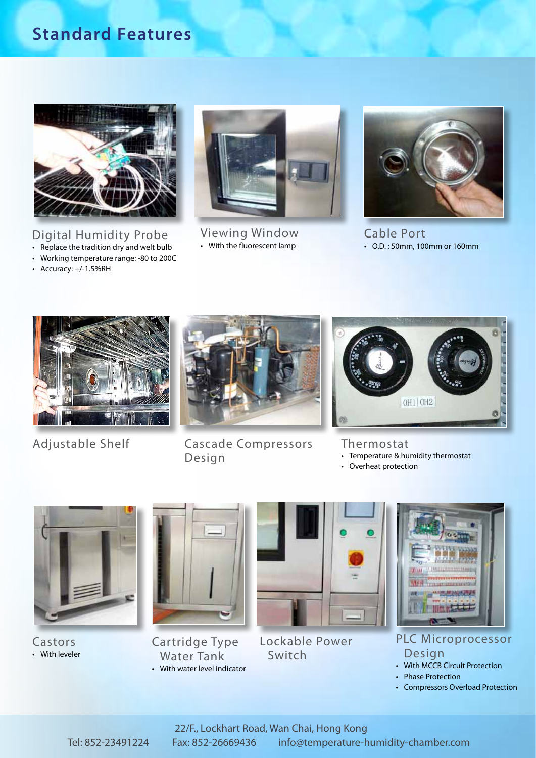# Standard Features

### Digital Humidity Probe

- Replace the tradition dry and welt bulb
- Working temperature range: -80 to 200C
- Accuracy: +/-1.5%RH

### Viewing Window

- With the fluorescent lamp

### Cable Port

- O.D. : 50mm, 100mm or 160mm

### Adjustable Shelf

### Cascade Compressors Design

### Thermostat

- Temperature & humidity thermostat
- Overheat protection

### Castors

- With leveler

### Cartridge Type Water Tank

- With water level indicator

### Lockable Power Switch

### PLC Microprocessor Design

- With MCCB Circuit Protection
- Phase Protection
- Compressors Overload Protection

22/F., Lockhart Road, Wan Chai, Hong Kong

Tel: 852-23491224 Fax: 852-26669436 info@temperature-humidity-chamber.com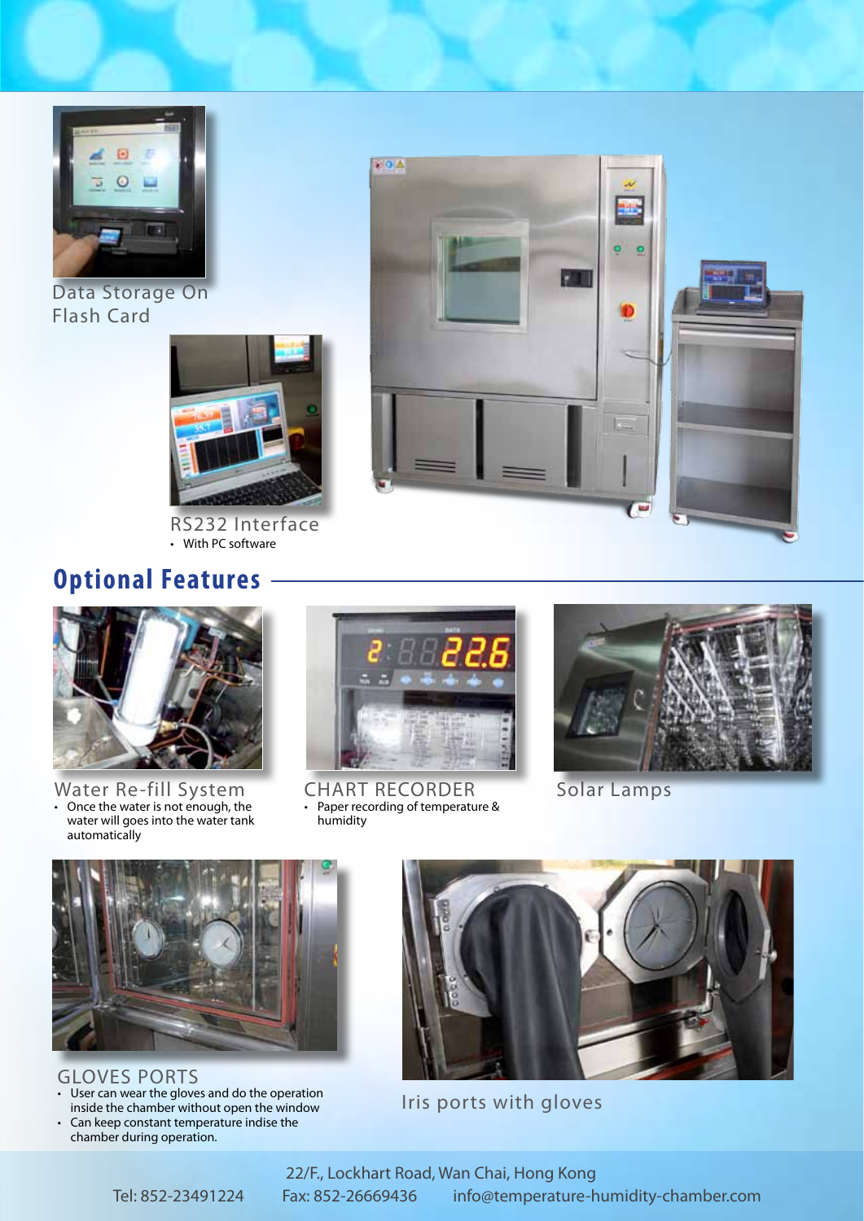Data Storage On Flash Card

RS232 Interface

- With PC software

## Optional Features

Water Re-fill System

- Once the water is not enough, the water will goes into the water tank automatically

CHART RECORDER

- Paper recording of temperature & humidity

Solar Lamps

GLOVES PORTS

- User can wear the gloves and do the operation inside the chamber without open the window
- Can keep constant temperature indise the chamber during operation.

Iris ports with gloves

22/F., Lockhart Road, Wan Chai, Hong Kong

Tel: 852-23491224 Fax: 852-26669436 info@temperature-humidity-chamber.com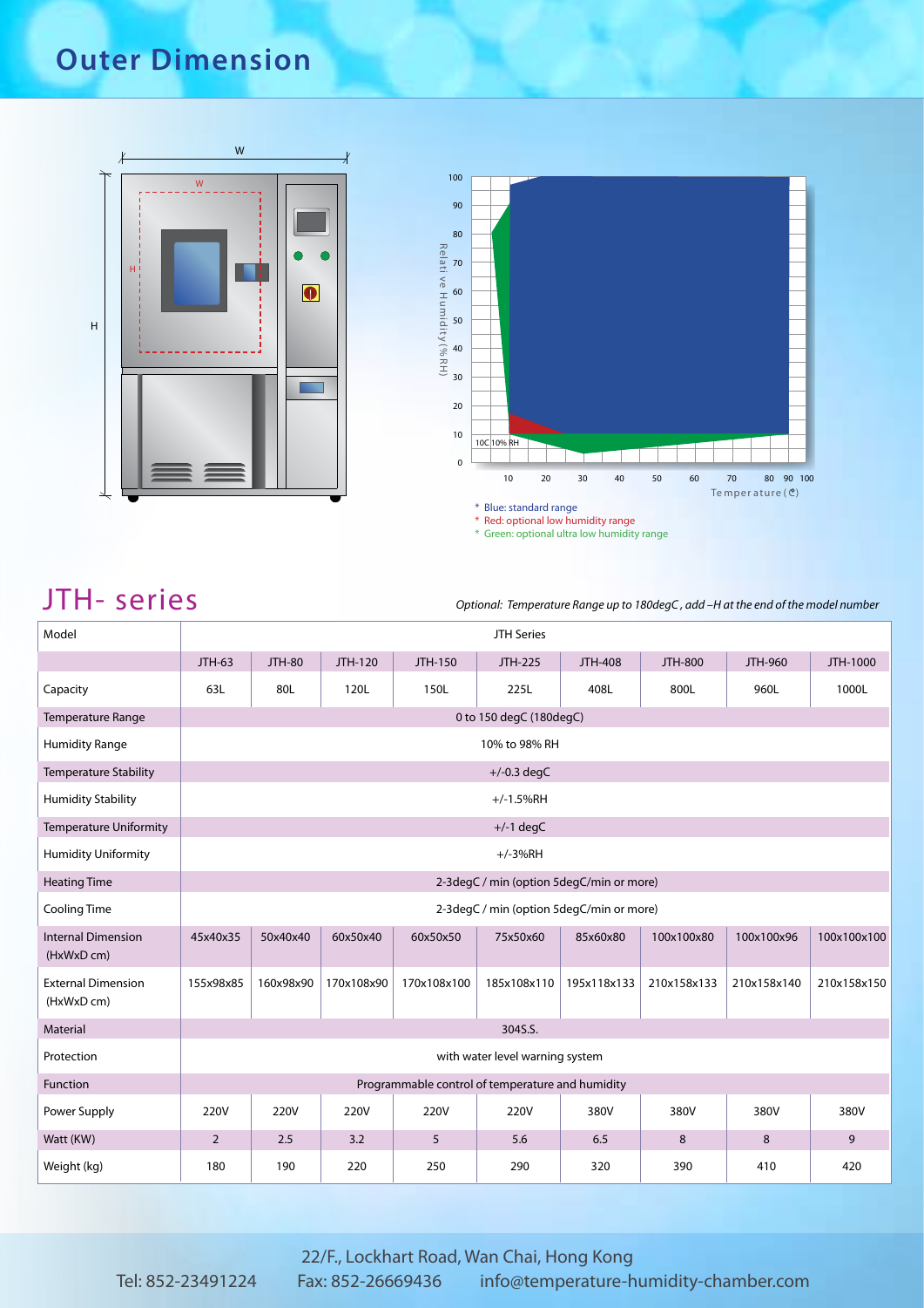# Outer Dimension

* Blue: standard range
* Red: optional low humidity range
* Green: optional ultra low humidity range

## JTH- series

*Optional: Temperature Range up to 180degC , add –H at the end of the model number*

| Model | JTH Series | | | | | | | | |
|---|---|---|---|---|---|---|---|---|---|
| | JTH-63 | JTH-80 | JTH-120 | JTH-150 | JTH-225 | JTH-408 | JTH-800 | JTH-960 | JTH-1000 |
| Capacity | 63L | 80L | 120L | 150L | 225L | 408L | 800L | 960L | 1000L |
| Temperature Range | 0 to 150 degC (180degC) | | | | | | | | |
| Humidity Range | 10% to 98% RH | | | | | | | | |
| Temperature Stability | +/-0.3 degC | | | | | | | | |
| Humidity Stability | +/-1.5%RH | | | | | | | | |
| Temperature Uniformity | +/-1 degC | | | | | | | | |
| Humidity Uniformity | +/-3%RH | | | | | | | | |
| Heating Time | 2-3degC / min (option 5degC/min or more) | | | | | | | | |
| Cooling Time | 2-3degC / min (option 5degC/min or more) | | | | | | | | |
| Internal Dimension (HxWxD cm) | 45x40x35 | 50x40x40 | 60x50x40 | 60x50x50 | 75x50x60 | 85x60x80 | 100x100x80 | 100x100x96 | 100x100x100 |
| External Dimension (HxWxD cm) | 155x98x85 | 160x98x90 | 170x108x90 | 170x108x100 | 185x108x110 | 195x118x133 | 210x158x133 | 210x158x140 | 210x158x150 |
| Material | 304S.S. | | | | | | | | |
| Protection | with water level warning system | | | | | | | | |
| Function | Programmable control of temperature and humidity | | | | | | | | |
| Power Supply | 220V | 220V | 220V | 220V | 220V | 380V | 380V | 380V | 380V |
| Watt (KW) | 2 | 2.5 | 3.2 | 5 | 5.6 | 6.5 | 8 | 8 | 9 |
| Weight (kg) | 180 | 190 | 220 | 250 | 290 | 320 | 390 | 410 | 420 |

22/F., Lockhart Road, Wan Chai, Hong Kong

Tel: 852-23491224 Fax: 852-26669436 info@temperature-humidity-chamber.com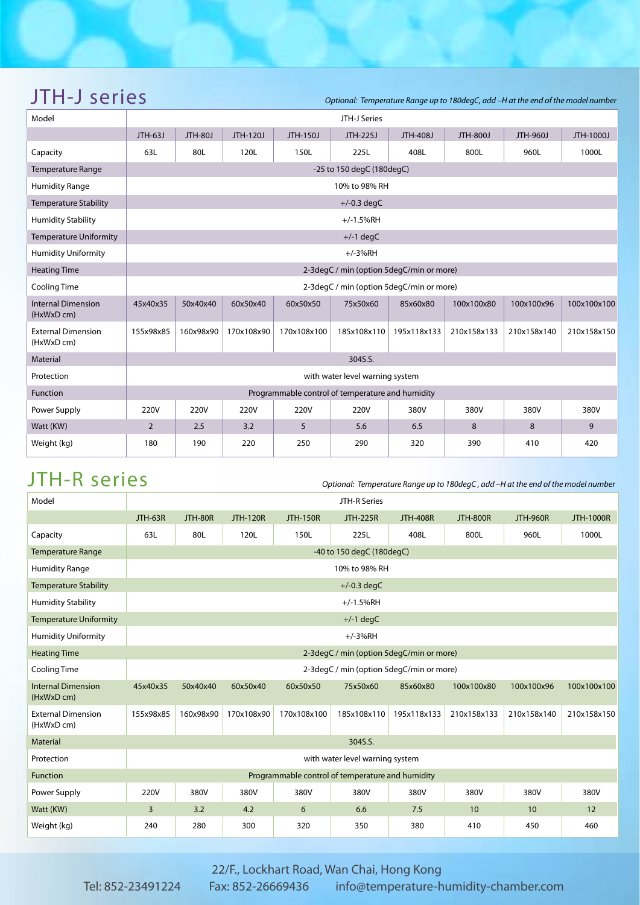## JTH-J series

*Optional: Temperature Range up to 180degC, add –H at the end of the model number*

| Model | JTH-J Series | | | | | | | | |
|---|---|---|---|---|---|---|---|---|---|
| | JTH-63J | JTH-80J | JTH-120J | JTH-150J | JTH-225J | JTH-408J | JTH-800J | JTH-960J | JTH-1000J |
| Capacity | 63L | 80L | 120L | 150L | 225L | 408L | 800L | 960L | 1000L |
| Temperature Range | -25 to 150 degC (180degC) | | | | | | | | |
| Humidity Range | 10% to 98% RH | | | | | | | | |
| Temperature Stability | +/-0.3 degC | | | | | | | | |
| Humidity Stability | +/-1.5%RH | | | | | | | | |
| Temperature Uniformity | +/-1 degC | | | | | | | | |
| Humidity Uniformity | +/-3%RH | | | | | | | | |
| Heating Time | 2-3degC / min (option 5degC/min or more) | | | | | | | | |
| Cooling Time | 2-3degC / min (option 5degC/min or more) | | | | | | | | |
| Internal Dimension (HxWxD cm) | 45x40x35 | 50x40x40 | 60x50x40 | 60x50x50 | 75x50x60 | 85x60x80 | 100x100x80 | 100x100x96 | 100x100x100 |
| External Dimension (HxWxD cm) | 155x98x85 | 160x98x90 | 170x108x90 | 170x108x100 | 185x108x110 | 195x118x133 | 210x158x133 | 210x158x140 | 210x158x150 |
| Material | 304S.S. | | | | | | | | |
| Protection | with water level warning system | | | | | | | | |
| Function | Programmable control of temperature and humidity | | | | | | | | |
| Power Supply | 220V | 220V | 220V | 220V | 220V | 380V | 380V | 380V | 380V |
| Watt (KW) | 2 | 2.5 | 3.2 | 5 | 5.6 | 6.5 | 8 | 8 | 9 |
| Weight (kg) | 180 | 190 | 220 | 250 | 290 | 320 | 390 | 410 | 420 |

## JTH-R series

*Optional: Temperature Range up to 180degC , add –H at the end of the model number*

| Model | JTH-R Series | | | | | | | | |
|---|---|---|---|---|---|---|---|---|---|
| | JTH-63R | JTH-80R | JTH-120R | JTH-150R | JTH-225R | JTH-408R | JTH-800R | JTH-960R | JTH-1000R |
| Capacity | 63L | 80L | 120L | 150L | 225L | 408L | 800L | 960L | 1000L |
| Temperature Range | -40 to 150 degC (180degC) | | | | | | | | |
| Humidity Range | 10% to 98% RH | | | | | | | | |
| Temperature Stability | +/-0.3 degC | | | | | | | | |
| Humidity Stability | +/-1.5%RH | | | | | | | | |
| Temperature Uniformity | +/-1 degC | | | | | | | | |
| Humidity Uniformity | +/-3%RH | | | | | | | | |
| Heating Time | 2-3degC / min (option 5degC/min or more) | | | | | | | | |
| Cooling Time | 2-3degC / min (option 5degC/min or more) | | | | | | | | |
| Internal Dimension (HxWxD cm) | 45x40x35 | 50x40x40 | 60x50x40 | 60x50x50 | 75x50x60 | 85x60x80 | 100x100x80 | 100x100x96 | 100x100x100 |
| External Dimension (HxWxD cm) | 155x98x85 | 160x98x90 | 170x108x90 | 170x108x100 | 185x108x110 | 195x118x133 | 210x158x133 | 210x158x140 | 210x158x150 |
| Material | 304S.S. | | | | | | | | |
| Protection | with water level warning system | | | | | | | | |
| Function | Programmable control of temperature and humidity | | | | | | | | |
| Power Supply | 220V | 380V | 380V | 380V | 380V | 380V | 380V | 380V | 380V |
| Watt (KW) | 3 | 3.2 | 4.2 | 6 | 6.6 | 7.5 | 10 | 10 | 12 |
| Weight (kg) | 240 | 280 | 300 | 320 | 350 | 380 | 410 | 450 | 460 |

22/F., Lockhart Road, Wan Chai, Hong Kong

Tel: 852-23491224 Fax: 852-26669436 info@temperature-humidity-chamber.com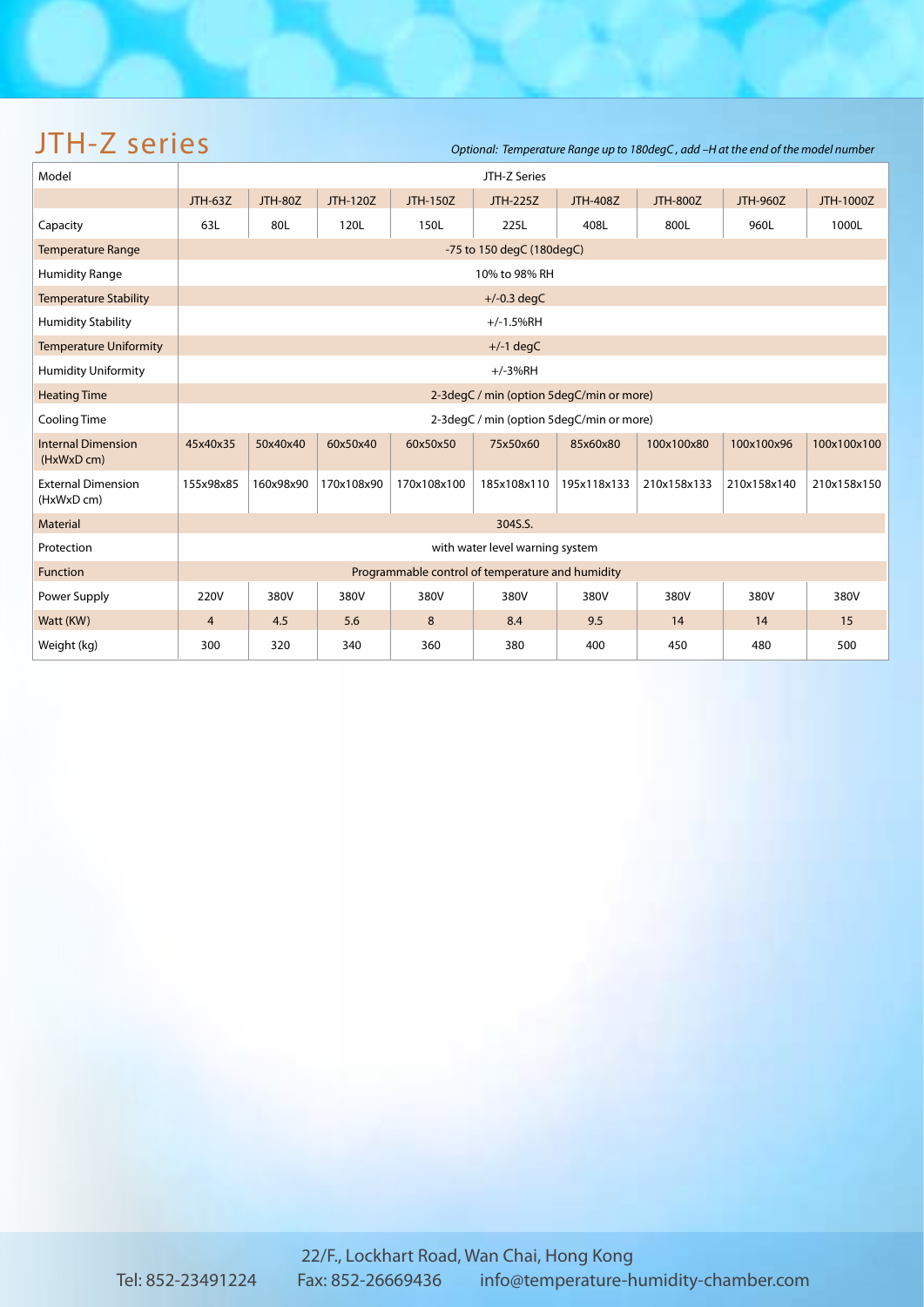# JTH-Z series

*Optional: Temperature Range up to 180degC , add –H at the end of the model number*

| Model | JTH-Z Series | | | | | | | | |
|---|---|---|---|---|---|---|---|---|---|
| | JTH-63Z | JTH-80Z | JTH-120Z | JTH-150Z | JTH-225Z | JTH-408Z | JTH-800Z | JTH-960Z | JTH-1000Z |
| Capacity | 63L | 80L | 120L | 150L | 225L | 408L | 800L | 960L | 1000L |
| Temperature Range | -75 to 150 degC (180degC) | | | | | | | | |
| Humidity Range | 10% to 98% RH | | | | | | | | |
| Temperature Stability | +/-0.3 degC | | | | | | | | |
| Humidity Stability | +/-1.5%RH | | | | | | | | |
| Temperature Uniformity | +/-1 degC | | | | | | | | |
| Humidity Uniformity | +/-3%RH | | | | | | | | |
| Heating Time | 2-3degC / min (option 5degC/min or more) | | | | | | | | |
| Cooling Time | 2-3degC / min (option 5degC/min or more) | | | | | | | | |
| Internal Dimension (HxWxD cm) | 45x40x35 | 50x40x40 | 60x50x40 | 60x50x50 | 75x50x60 | 85x60x80 | 100x100x80 | 100x100x96 | 100x100x100 |
| External Dimension (HxWxD cm) | 155x98x85 | 160x98x90 | 170x108x90 | 170x108x100 | 185x108x110 | 195x118x133 | 210x158x133 | 210x158x140 | 210x158x150 |
| Material | 304S.S. | | | | | | | | |
| Protection | with water level warning system | | | | | | | | |
| Function | Programmable control of temperature and humidity | | | | | | | | |
| Power Supply | 220V | 380V | 380V | 380V | 380V | 380V | 380V | 380V | 380V |
| Watt (KW) | 4 | 4.5 | 5.6 | 8 | 8.4 | 9.5 | 14 | 14 | 15 |
| Weight (kg) | 300 | 320 | 340 | 360 | 380 | 400 | 450 | 480 | 500 |

22/F., Lockhart Road, Wan Chai, Hong Kong

Tel: 852-23491224 Fax: 852-26669436 info@temperature-humidity-chamber.com